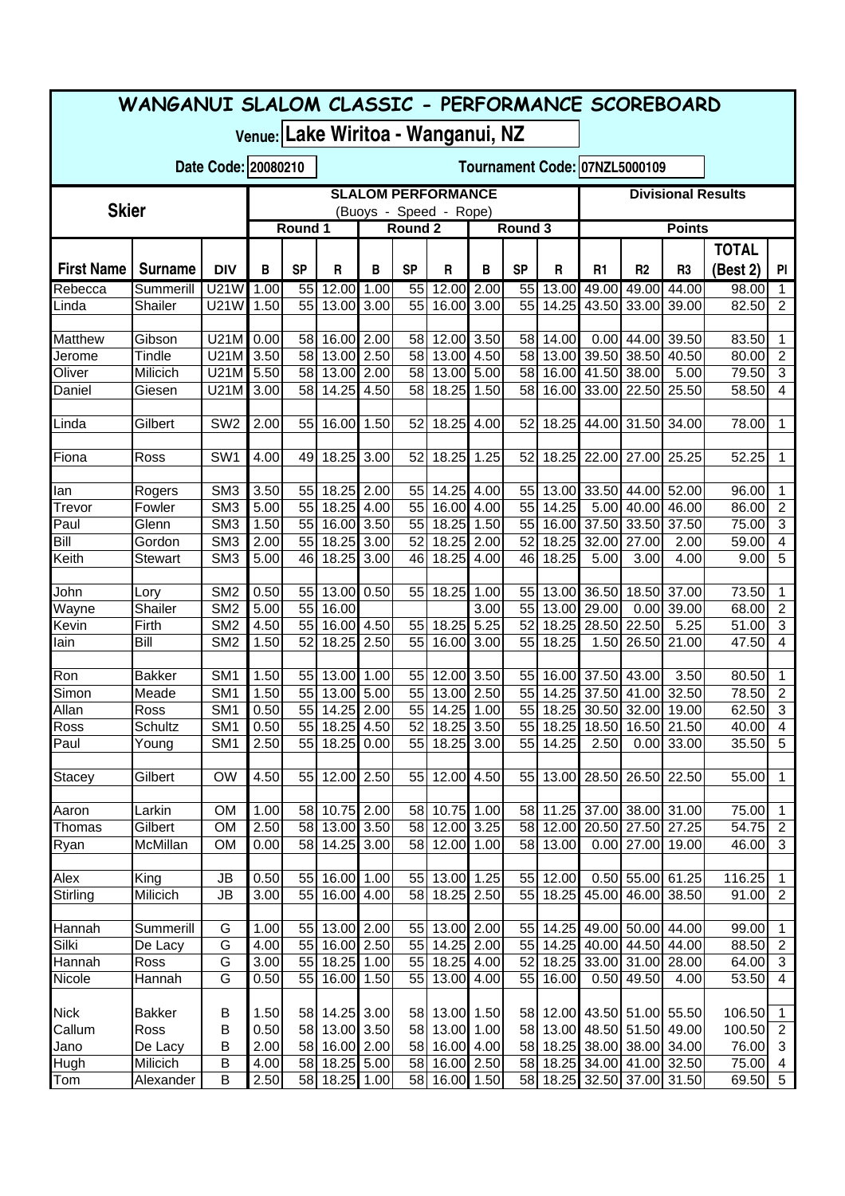# WANGANUI SLALOM CLASSIC - PERFORMANCE SCOREBOARD

**Venue:** Lake Wiritoa - Wanganui, NZ

**Date Code:** 20080210

**Tournament Code:** 07NZL5000109

| Skier | | | SLALOM PERFORMANCE (Buoys - Speed - Rope) | | | | | | | | | Divisional Results | | | | |
|---|---|---|---|---|---|---|---|---|---|---|---|---|---|---|---|---|
| | | | Round 1 | | | Round 2 | | | Round 3 | | | Points | | | | |
| First Name | Surname | DIV | B | SP | R | B | SP | R | B | SP | R | R1 | R2 | R3 | TOTAL (Best 2) | Pl |
| Rebecca | Summerill | U21W | 1.00 | 55 | 12.00 | 1.00 | 55 | 12.00 | 2.00 | 55 | 13.00 | 49.00 | 49.00 | 44.00 | 98.00 | 1 |
| Linda | Shailer | U21W | 1.50 | 55 | 13.00 | 3.00 | 55 | 16.00 | 3.00 | 55 | 14.25 | 43.50 | 33.00 | 39.00 | 82.50 | 2 |
| | | | | | | | | | | | | | | | | |
| Matthew | Gibson | U21M | 0.00 | 58 | 16.00 | 2.00 | 58 | 12.00 | 3.50 | 58 | 14.00 | 0.00 | 44.00 | 39.50 | 83.50 | 1 |
| Jerome | Tindle | U21M | 3.50 | 58 | 13.00 | 2.50 | 58 | 13.00 | 4.50 | 58 | 13.00 | 39.50 | 38.50 | 40.50 | 80.00 | 2 |
| Oliver | Milicich | U21M | 5.50 | 58 | 13.00 | 2.00 | 58 | 13.00 | 5.00 | 58 | 16.00 | 41.50 | 38.00 | 5.00 | 79.50 | 3 |
| Daniel | Giesen | U21M | 3.00 | 58 | 14.25 | 4.50 | 58 | 18.25 | 1.50 | 58 | 16.00 | 33.00 | 22.50 | 25.50 | 58.50 | 4 |
| | | | | | | | | | | | | | | | | |
| Linda | Gilbert | SW2 | 2.00 | 55 | 16.00 | 1.50 | 52 | 18.25 | 4.00 | 52 | 18.25 | 44.00 | 31.50 | 34.00 | 78.00 | 1 |
| | | | | | | | | | | | | | | | | |
| Fiona | Ross | SW1 | 4.00 | 49 | 18.25 | 3.00 | 52 | 18.25 | 1.25 | 52 | 18.25 | 22.00 | 27.00 | 25.25 | 52.25 | 1 |
| | | | | | | | | | | | | | | | | |
| Ian | Rogers | SM3 | 3.50 | 55 | 18.25 | 2.00 | 55 | 14.25 | 4.00 | 55 | 13.00 | 33.50 | 44.00 | 52.00 | 96.00 | 1 |
| Trevor | Fowler | SM3 | 5.00 | 55 | 18.25 | 4.00 | 55 | 16.00 | 4.00 | 55 | 14.25 | 5.00 | 40.00 | 46.00 | 86.00 | 2 |
| Paul | Glenn | SM3 | 1.50 | 55 | 16.00 | 3.50 | 55 | 18.25 | 1.50 | 55 | 16.00 | 37.50 | 33.50 | 37.50 | 75.00 | 3 |
| Bill | Gordon | SM3 | 2.00 | 55 | 18.25 | 3.00 | 52 | 18.25 | 2.00 | 52 | 18.25 | 32.00 | 27.00 | 2.00 | 59.00 | 4 |
| Keith | Stewart | SM3 | 5.00 | 46 | 18.25 | 3.00 | 46 | 18.25 | 4.00 | 46 | 18.25 | 5.00 | 3.00 | 4.00 | 9.00 | 5 |
| | | | | | | | | | | | | | | | | |
| John | Lory | SM2 | 0.50 | 55 | 13.00 | 0.50 | 55 | 18.25 | 1.00 | 55 | 13.00 | 36.50 | 18.50 | 37.00 | 73.50 | 1 |
| Wayne | Shailer | SM2 | 5.00 | 55 | 16.00 | | | | 3.00 | 55 | 13.00 | 29.00 | 0.00 | 39.00 | 68.00 | 2 |
| Kevin | Firth | SM2 | 4.50 | 55 | 16.00 | 4.50 | 55 | 18.25 | 5.25 | 52 | 18.25 | 28.50 | 22.50 | 5.25 | 51.00 | 3 |
| Iain | Bill | SM2 | 1.50 | 52 | 18.25 | 2.50 | 55 | 16.00 | 3.00 | 55 | 18.25 | 1.50 | 26.50 | 21.00 | 47.50 | 4 |
| | | | | | | | | | | | | | | | | |
| Ron | Bakker | SM1 | 1.50 | 55 | 13.00 | 1.00 | 55 | 12.00 | 3.50 | 55 | 16.00 | 37.50 | 43.00 | 3.50 | 80.50 | 1 |
| Simon | Meade | SM1 | 1.50 | 55 | 13.00 | 5.00 | 55 | 13.00 | 2.50 | 55 | 14.25 | 37.50 | 41.00 | 32.50 | 78.50 | 2 |
| Allan | Ross | SM1 | 0.50 | 55 | 14.25 | 2.00 | 55 | 14.25 | 1.00 | 55 | 18.25 | 30.50 | 32.00 | 19.00 | 62.50 | 3 |
| Ross | Schultz | SM1 | 0.50 | 55 | 18.25 | 4.50 | 52 | 18.25 | 3.50 | 55 | 18.25 | 18.50 | 16.50 | 21.50 | 40.00 | 4 |
| Paul | Young | SM1 | 2.50 | 55 | 18.25 | 0.00 | 55 | 18.25 | 3.00 | 55 | 14.25 | 2.50 | 0.00 | 33.00 | 35.50 | 5 |
| | | | | | | | | | | | | | | | | |
| Stacey | Gilbert | OW | 4.50 | 55 | 12.00 | 2.50 | 55 | 12.00 | 4.50 | 55 | 13.00 | 28.50 | 26.50 | 22.50 | 55.00 | 1 |
| | | | | | | | | | | | | | | | | |
| Aaron | Larkin | OM | 1.00 | 58 | 10.75 | 2.00 | 58 | 10.75 | 1.00 | 58 | 11.25 | 37.00 | 38.00 | 31.00 | 75.00 | 1 |
| Thomas | Gilbert | OM | 2.50 | 58 | 13.00 | 3.50 | 58 | 12.00 | 3.25 | 58 | 12.00 | 20.50 | 27.50 | 27.25 | 54.75 | 2 |
| Ryan | McMillan | OM | 0.00 | 58 | 14.25 | 3.00 | 58 | 12.00 | 1.00 | 58 | 13.00 | 0.00 | 27.00 | 19.00 | 46.00 | 3 |
| | | | | | | | | | | | | | | | | |
| Alex | King | JB | 0.50 | 55 | 16.00 | 1.00 | 55 | 13.00 | 1.25 | 55 | 12.00 | 0.50 | 55.00 | 61.25 | 116.25 | 1 |
| Stirling | Milicich | JB | 3.00 | 55 | 16.00 | 4.00 | 58 | 18.25 | 2.50 | 55 | 18.25 | 45.00 | 46.00 | 38.50 | 91.00 | 2 |
| | | | | | | | | | | | | | | | | |
| Hannah | Summerill | G | 1.00 | 55 | 13.00 | 2.00 | 55 | 13.00 | 2.00 | 55 | 14.25 | 49.00 | 50.00 | 44.00 | 99.00 | 1 |
| Silki | De Lacy | G | 4.00 | 55 | 16.00 | 2.50 | 55 | 14.25 | 2.00 | 55 | 14.25 | 40.00 | 44.50 | 44.00 | 88.50 | 2 |
| Hannah | Ross | G | 3.00 | 55 | 18.25 | 1.00 | 55 | 18.25 | 4.00 | 52 | 18.25 | 33.00 | 31.00 | 28.00 | 64.00 | 3 |
| Nicole | Hannah | G | 0.50 | 55 | 16.00 | 1.50 | 55 | 13.00 | 4.00 | 55 | 16.00 | 0.50 | 49.50 | 4.00 | 53.50 | 4 |
| | | | | | | | | | | | | | | | | |
| Nick | Bakker | B | 1.50 | 58 | 14.25 | 3.00 | 58 | 13.00 | 1.50 | 58 | 12.00 | 43.50 | 51.00 | 55.50 | 106.50 | 1 |
| Callum | Ross | B | 0.50 | 58 | 13.00 | 3.50 | 58 | 13.00 | 1.00 | 58 | 13.00 | 48.50 | 51.50 | 49.00 | 100.50 | 2 |
| Jano | De Lacy | B | 2.00 | 58 | 16.00 | 2.00 | 58 | 16.00 | 4.00 | 58 | 18.25 | 38.00 | 38.00 | 34.00 | 76.00 | 3 |
| Hugh | Milicich | B | 4.00 | 58 | 18.25 | 5.00 | 58 | 16.00 | 2.50 | 58 | 18.25 | 34.00 | 41.00 | 32.50 | 75.00 | 4 |
| Tom | Alexander | B | 2.50 | 58 | 18.25 | 1.00 | 58 | 16.00 | 1.50 | 58 | 18.25 | 32.50 | 37.00 | 31.50 | 69.50 | 5 |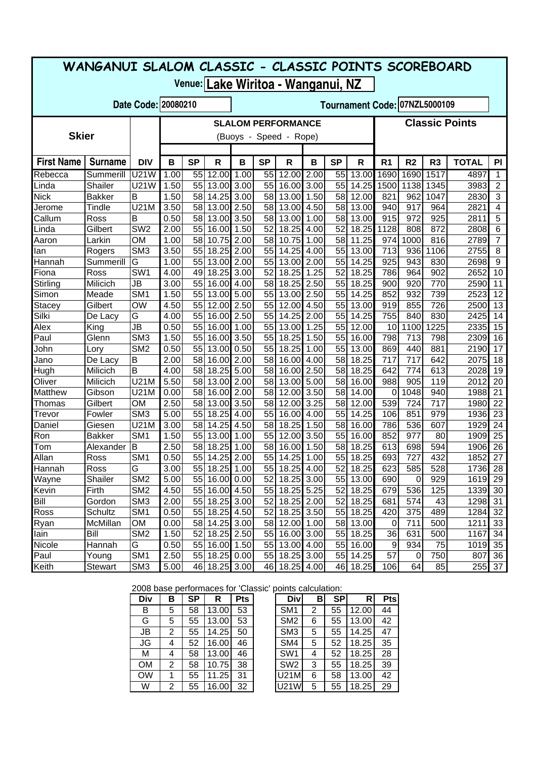# WANGANUI SLALOM CLASSIC - CLASSIC POINTS SCOREBOARD

**Venue:** Lake Wiritoa - Wanganui, NZ

**Date Code:** 20080210

**Tournament Code:** 07NZL5000109

| Skier | | | SLALOM PERFORMANCE (Buoys - Speed - Rope) | | | | | | | | | Classic Points | | | | |
|---|---|---|---|---|---|---|---|---|---|---|---|---|---|---|---|---|
| First Name | Surname | DIV | B | SP | R | B | SP | R | B | SP | R | R1 | R2 | R3 | TOTAL | Pl |
| Rebecca | Summerill | U21W | 1.00 | 55 | 12.00 | 1.00 | 55 | 12.00 | 2.00 | 55 | 13.00 | 1690 | 1690 | 1517 | 4897 | 1 |
| Linda | Shailer | U21W | 1.50 | 55 | 13.00 | 3.00 | 55 | 16.00 | 3.00 | 55 | 14.25 | 1500 | 1138 | 1345 | 3983 | 2 |
| Nick | Bakker | B | 1.50 | 58 | 14.25 | 3.00 | 58 | 13.00 | 1.50 | 58 | 12.00 | 821 | 962 | 1047 | 2830 | 3 |
| Jerome | Tindle | U21M | 3.50 | 58 | 13.00 | 2.50 | 58 | 13.00 | 4.50 | 58 | 13.00 | 940 | 917 | 964 | 2821 | 4 |
| Callum | Ross | B | 0.50 | 58 | 13.00 | 3.50 | 58 | 13.00 | 1.00 | 58 | 13.00 | 915 | 972 | 925 | 2811 | 5 |
| Linda | Gilbert | SW2 | 2.00 | 55 | 16.00 | 1.50 | 52 | 18.25 | 4.00 | 52 | 18.25 | 1128 | 808 | 872 | 2808 | 6 |
| Aaron | Larkin | OM | 1.00 | 58 | 10.75 | 2.00 | 58 | 10.75 | 1.00 | 58 | 11.25 | 974 | 1000 | 816 | 2789 | 7 |
| Ian | Rogers | SM3 | 3.50 | 55 | 18.25 | 2.00 | 55 | 14.25 | 4.00 | 55 | 13.00 | 713 | 936 | 1106 | 2755 | 8 |
| Hannah | Summerill | G | 1.00 | 55 | 13.00 | 2.00 | 55 | 13.00 | 2.00 | 55 | 14.25 | 925 | 943 | 830 | 2698 | 9 |
| Fiona | Ross | SW1 | 4.00 | 49 | 18.25 | 3.00 | 52 | 18.25 | 1.25 | 52 | 18.25 | 786 | 964 | 902 | 2652 | 10 |
| Stirling | Milicich | JB | 3.00 | 55 | 16.00 | 4.00 | 58 | 18.25 | 2.50 | 55 | 18.25 | 900 | 920 | 770 | 2590 | 11 |
| Simon | Meade | SM1 | 1.50 | 55 | 13.00 | 5.00 | 55 | 13.00 | 2.50 | 55 | 14.25 | 852 | 932 | 739 | 2523 | 12 |
| Stacey | Gilbert | OW | 4.50 | 55 | 12.00 | 2.50 | 55 | 12.00 | 4.50 | 55 | 13.00 | 919 | 855 | 726 | 2500 | 13 |
| Silki | De Lacy | G | 4.00 | 55 | 16.00 | 2.50 | 55 | 14.25 | 2.00 | 55 | 14.25 | 755 | 840 | 830 | 2425 | 14 |
| Alex | King | JB | 0.50 | 55 | 16.00 | 1.00 | 55 | 13.00 | 1.25 | 55 | 12.00 | 10 | 1100 | 1225 | 2335 | 15 |
| Paul | Glenn | SM3 | 1.50 | 55 | 16.00 | 3.50 | 55 | 18.25 | 1.50 | 55 | 16.00 | 798 | 713 | 798 | 2309 | 16 |
| John | Lory | SM2 | 0.50 | 55 | 13.00 | 0.50 | 55 | 18.25 | 1.00 | 55 | 13.00 | 869 | 440 | 881 | 2190 | 17 |
| Jano | De Lacy | B | 2.00 | 58 | 16.00 | 2.00 | 58 | 16.00 | 4.00 | 58 | 18.25 | 717 | 717 | 642 | 2075 | 18 |
| Hugh | Milicich | B | 4.00 | 58 | 18.25 | 5.00 | 58 | 16.00 | 2.50 | 58 | 18.25 | 642 | 774 | 613 | 2028 | 19 |
| Oliver | Milicich | U21M | 5.50 | 58 | 13.00 | 2.00 | 58 | 13.00 | 5.00 | 58 | 16.00 | 988 | 905 | 119 | 2012 | 20 |
| Matthew | Gibson | U21M | 0.00 | 58 | 16.00 | 2.00 | 58 | 12.00 | 3.50 | 58 | 14.00 | 0 | 1048 | 940 | 1988 | 21 |
| Thomas | Gilbert | OM | 2.50 | 58 | 13.00 | 3.50 | 58 | 12.00 | 3.25 | 58 | 12.00 | 539 | 724 | 717 | 1980 | 22 |
| Trevor | Fowler | SM3 | 5.00 | 55 | 18.25 | 4.00 | 55 | 16.00 | 4.00 | 55 | 14.25 | 106 | 851 | 979 | 1936 | 23 |
| Daniel | Giesen | U21M | 3.00 | 58 | 14.25 | 4.50 | 58 | 18.25 | 1.50 | 58 | 16.00 | 786 | 536 | 607 | 1929 | 24 |
| Ron | Bakker | SM1 | 1.50 | 55 | 13.00 | 1.00 | 55 | 12.00 | 3.50 | 55 | 16.00 | 852 | 977 | 80 | 1909 | 25 |
| Tom | Alexander | B | 2.50 | 58 | 18.25 | 1.00 | 58 | 16.00 | 1.50 | 58 | 18.25 | 613 | 698 | 594 | 1906 | 26 |
| Allan | Ross | SM1 | 0.50 | 55 | 14.25 | 2.00 | 55 | 14.25 | 1.00 | 55 | 18.25 | 693 | 727 | 432 | 1852 | 27 |
| Hannah | Ross | G | 3.00 | 55 | 18.25 | 1.00 | 55 | 18.25 | 4.00 | 52 | 18.25 | 623 | 585 | 528 | 1736 | 28 |
| Wayne | Shailer | SM2 | 5.00 | 55 | 16.00 | 0.00 | 52 | 18.25 | 3.00 | 55 | 13.00 | 690 | 0 | 929 | 1619 | 29 |
| Kevin | Firth | SM2 | 4.50 | 55 | 16.00 | 4.50 | 55 | 18.25 | 5.25 | 52 | 18.25 | 679 | 536 | 125 | 1339 | 30 |
| Bill | Gordon | SM3 | 2.00 | 55 | 18.25 | 3.00 | 52 | 18.25 | 2.00 | 52 | 18.25 | 681 | 574 | 43 | 1298 | 31 |
| Ross | Schultz | SM1 | 0.50 | 55 | 18.25 | 4.50 | 52 | 18.25 | 3.50 | 55 | 18.25 | 420 | 375 | 489 | 1284 | 32 |
| Ryan | McMillan | OM | 0.00 | 58 | 14.25 | 3.00 | 58 | 12.00 | 1.00 | 58 | 13.00 | 0 | 711 | 500 | 1211 | 33 |
| Iain | Bill | SM2 | 1.50 | 52 | 18.25 | 2.50 | 55 | 16.00 | 3.00 | 55 | 18.25 | 36 | 631 | 500 | 1167 | 34 |
| Nicole | Hannah | G | 0.50 | 55 | 16.00 | 1.50 | 55 | 13.00 | 4.00 | 55 | 16.00 | 9 | 934 | 75 | 1019 | 35 |
| Paul | Young | SM1 | 2.50 | 55 | 18.25 | 0.00 | 55 | 18.25 | 3.00 | 55 | 14.25 | 57 | 0 | 750 | 807 | 36 |
| Keith | Stewart | SM3 | 5.00 | 46 | 18.25 | 3.00 | 46 | 18.25 | 4.00 | 46 | 18.25 | 106 | 64 | 85 | 255 | 37 |

2008 base performaces for 'Classic' points calculation:

| Div | B | SP | R | Pts |
|---|---|---|---|---|
| B | 5 | 58 | 13.00 | 53 |
| G | 5 | 55 | 13.00 | 53 |
| JB | 2 | 55 | 14.25 | 50 |
| JG | 4 | 52 | 16.00 | 46 |
| M | 4 | 58 | 13.00 | 46 |
| OM | 2 | 58 | 10.75 | 38 |
| OW | 1 | 55 | 11.25 | 31 |
| W | 2 | 55 | 16.00 | 32 |

| Div | B | SP | R | Pts |
|---|---|---|---|---|
| SM1 | 2 | 55 | 12.00 | 44 |
| SM2 | 6 | 55 | 13.00 | 42 |
| SM3 | 5 | 55 | 14.25 | 47 |
| SM4 | 5 | 52 | 18.25 | 35 |
| SW1 | 4 | 52 | 18.25 | 28 |
| SW2 | 3 | 55 | 18.25 | 39 |
| U21M | 6 | 58 | 13.00 | 42 |
| U21W | 5 | 55 | 18.25 | 29 |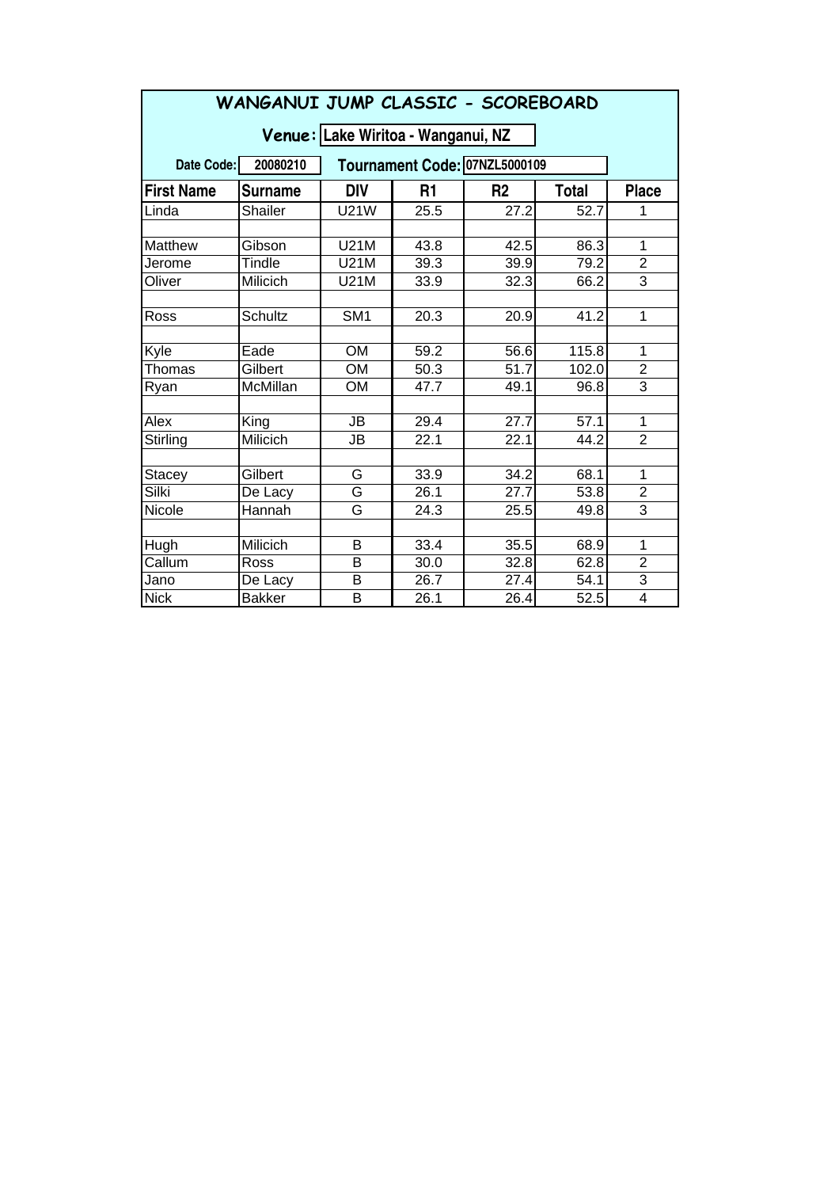# WANGANUI JUMP CLASSIC - SCOREBOARD

**Venue:** Lake Wiritoa - Wanganui, NZ

**Date Code:** 20080210 **Tournament Code:** 07NZL5000109

| First Name | Surname | DIV | R1 | R2 | Total | Place |
|---|---|---|---|---|---|---|
| Linda | Shailer | U21W | 25.5 | 27.2 | 52.7 | 1 |
| | | | | | | |
| Matthew | Gibson | U21M | 43.8 | 42.5 | 86.3 | 1 |
| Jerome | Tindle | U21M | 39.3 | 39.9 | 79.2 | 2 |
| Oliver | Milicich | U21M | 33.9 | 32.3 | 66.2 | 3 |
| | | | | | | |
| Ross | Schultz | SM1 | 20.3 | 20.9 | 41.2 | 1 |
| | | | | | | |
| Kyle | Eade | OM | 59.2 | 56.6 | 115.8 | 1 |
| Thomas | Gilbert | OM | 50.3 | 51.7 | 102.0 | 2 |
| Ryan | McMillan | OM | 47.7 | 49.1 | 96.8 | 3 |
| | | | | | | |
| Alex | King | JB | 29.4 | 27.7 | 57.1 | 1 |
| Stirling | Milicich | JB | 22.1 | 22.1 | 44.2 | 2 |
| | | | | | | |
| Stacey | Gilbert | G | 33.9 | 34.2 | 68.1 | 1 |
| Silki | De Lacy | G | 26.1 | 27.7 | 53.8 | 2 |
| Nicole | Hannah | G | 24.3 | 25.5 | 49.8 | 3 |
| | | | | | | |
| Hugh | Milicich | B | 33.4 | 35.5 | 68.9 | 1 |
| Callum | Ross | B | 30.0 | 32.8 | 62.8 | 2 |
| Jano | De Lacy | B | 26.7 | 27.4 | 54.1 | 3 |
| Nick | Bakker | B | 26.1 | 26.4 | 52.5 | 4 |